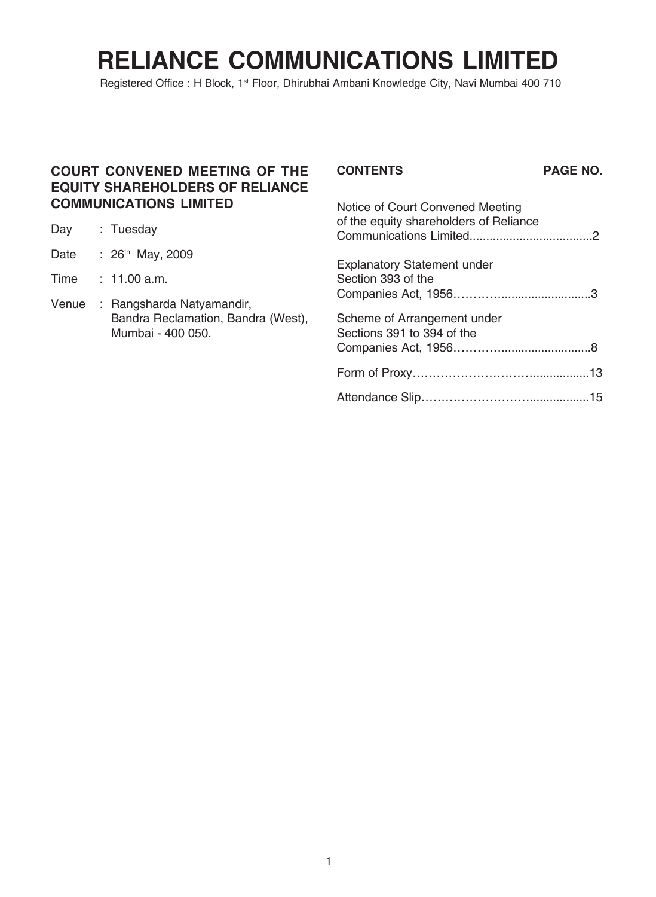# RELIANCE COMMUNICATIONS LIMITED

Registered Office : H Block, 1st Floor, Dhirubhai Ambani Knowledge City, Navi Mumbai 400 710

## COURT CONVENED MEETING OF THE EQUITY SHAREHOLDERS OF RELIANCE COMMUNICATIONS LIMITED

Day : Tuesday

Date : 26th May, 2009

Time : 11.00 a.m.

Venue : Rangsharda Natyamandir, Bandra Reclamation, Bandra (West), Mumbai - 400 050.

| CONTENTS | PAGE NO. |
|---|---|
| Notice of Court Convened Meeting of the equity shareholders of Reliance Communications Limited | 2 |
| Explanatory Statement under Section 393 of the Companies Act, 1956 | 3 |
| Scheme of Arrangement under Sections 391 to 394 of the Companies Act, 1956 | 8 |
| Form of Proxy | 13 |
| Attendance Slip | 15 |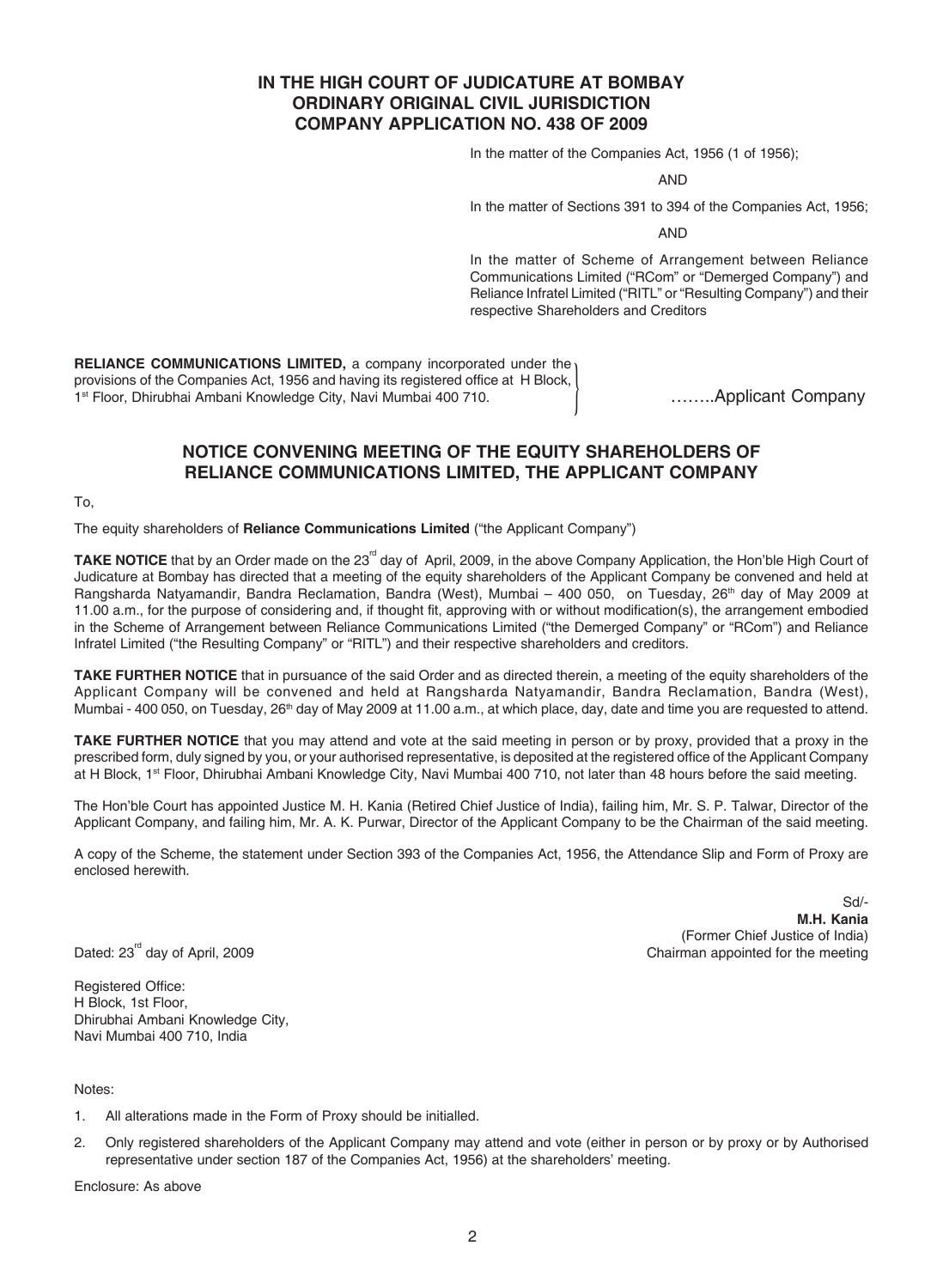# IN THE HIGH COURT OF JUDICATURE AT BOMBAY
## ORDINARY ORIGINAL CIVIL JURISDICTION
## COMPANY APPLICATION NO. 438 OF 2009

In the matter of the Companies Act, 1956 (1 of 1956);

AND

In the matter of Sections 391 to 394 of the Companies Act, 1956;

AND

In the matter of Scheme of Arrangement between Reliance Communications Limited ("RCom" or "Demerged Company") and Reliance Infratel Limited ("RITL" or "Resulting Company") and their respective Shareholders and Creditors

**RELIANCE COMMUNICATIONS LIMITED,** a company incorporated under the provisions of the Companies Act, 1956 and having its registered office at H Block, 1st Floor, Dhirubhai Ambani Knowledge City, Navi Mumbai 400 710. } ……..Applicant Company

## NOTICE CONVENING MEETING OF THE EQUITY SHAREHOLDERS OF RELIANCE COMMUNICATIONS LIMITED, THE APPLICANT COMPANY

To,

The equity shareholders of **Reliance Communications Limited** ("the Applicant Company")

**TAKE NOTICE** that by an Order made on the 23rd day of April, 2009, in the above Company Application, the Hon'ble High Court of Judicature at Bombay has directed that a meeting of the equity shareholders of the Applicant Company be convened and held at Rangsharda Natyamandir, Bandra Reclamation, Bandra (West), Mumbai – 400 050, on Tuesday, 26th day of May 2009 at 11.00 a.m., for the purpose of considering and, if thought fit, approving with or without modification(s), the arrangement embodied in the Scheme of Arrangement between Reliance Communications Limited ("the Demerged Company" or "RCom") and Reliance Infratel Limited ("the Resulting Company" or "RITL") and their respective shareholders and creditors.

**TAKE FURTHER NOTICE** that in pursuance of the said Order and as directed therein, a meeting of the equity shareholders of the Applicant Company will be convened and held at Rangsharda Natyamandir, Bandra Reclamation, Bandra (West), Mumbai - 400 050, on Tuesday, 26th day of May 2009 at 11.00 a.m., at which place, day, date and time you are requested to attend.

**TAKE FURTHER NOTICE** that you may attend and vote at the said meeting in person or by proxy, provided that a proxy in the prescribed form, duly signed by you, or your authorised representative, is deposited at the registered office of the Applicant Company at H Block, 1st Floor, Dhirubhai Ambani Knowledge City, Navi Mumbai 400 710, not later than 48 hours before the said meeting.

The Hon'ble Court has appointed Justice M. H. Kania (Retired Chief Justice of India), failing him, Mr. S. P. Talwar, Director of the Applicant Company, and failing him, Mr. A. K. Purwar, Director of the Applicant Company to be the Chairman of the said meeting.

A copy of the Scheme, the statement under Section 393 of the Companies Act, 1956, the Attendance Slip and Form of Proxy are enclosed herewith.

Sd/-
**M.H. Kania**
(Former Chief Justice of India)
Chairman appointed for the meeting

Dated: 23rd day of April, 2009

Registered Office:
H Block, 1st Floor,
Dhirubhai Ambani Knowledge City,
Navi Mumbai 400 710, India

Notes:

1. All alterations made in the Form of Proxy should be initialled.
2. Only registered shareholders of the Applicant Company may attend and vote (either in person or by proxy or by Authorised representative under section 187 of the Companies Act, 1956) at the shareholders' meeting.

Enclosure: As above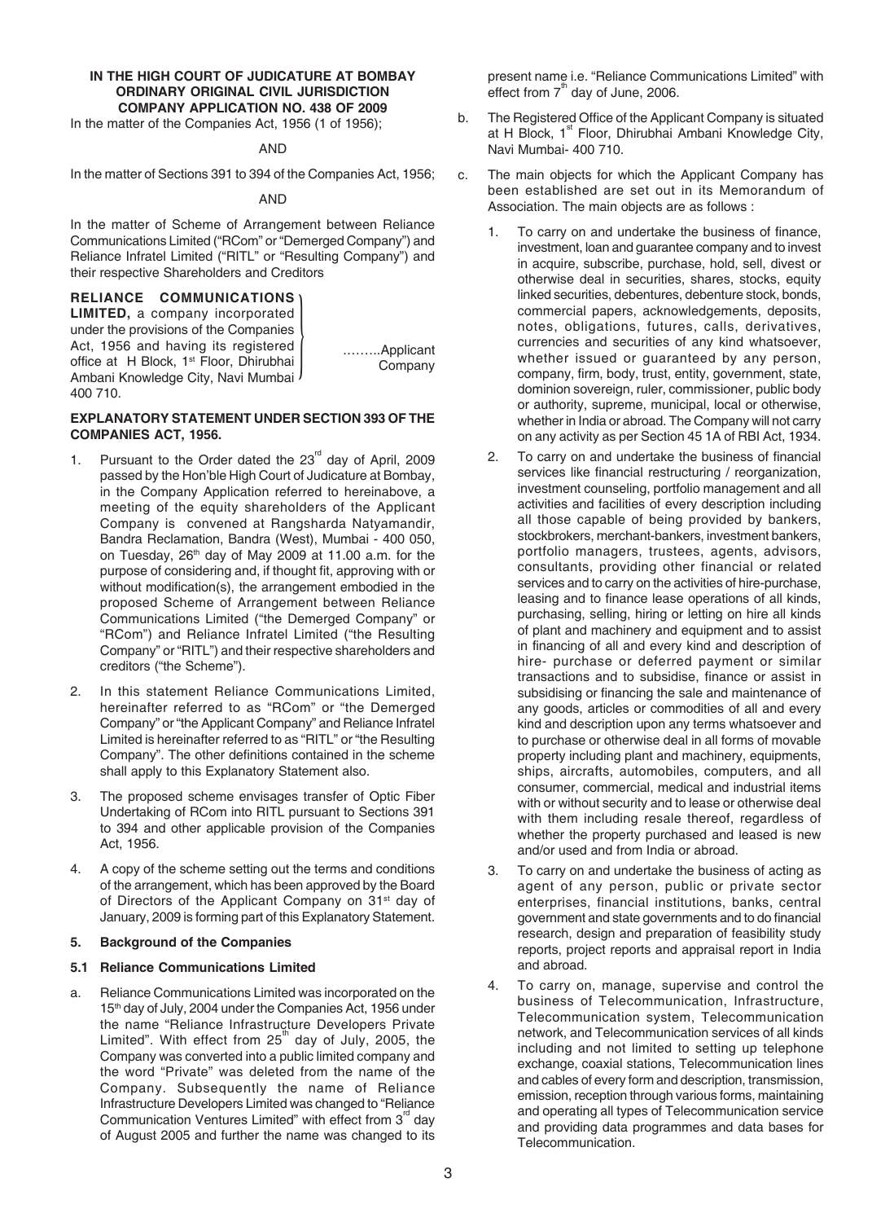**IN THE HIGH COURT OF JUDICATURE AT BOMBAY**
**ORDINARY ORIGINAL CIVIL JURISDICTION**
**COMPANY APPLICATION NO. 438 OF 2009**

In the matter of the Companies Act, 1956 (1 of 1956);

AND

In the matter of Sections 391 to 394 of the Companies Act, 1956;

AND

In the matter of Scheme of Arrangement between Reliance Communications Limited ("RCom" or "Demerged Company") and Reliance Infratel Limited ("RITL" or "Resulting Company") and their respective Shareholders and Creditors

**RELIANCE COMMUNICATIONS LIMITED,** a company incorporated under the provisions of the Companies Act, 1956 and having its registered office at H Block, 1st Floor, Dhirubhai Ambani Knowledge City, Navi Mumbai 400 710. ………Applicant Company

**EXPLANATORY STATEMENT UNDER SECTION 393 OF THE COMPANIES ACT, 1956.**

1. Pursuant to the Order dated the 23rd day of April, 2009 passed by the Hon'ble High Court of Judicature at Bombay, in the Company Application referred to hereinabove, a meeting of the equity shareholders of the Applicant Company is convened at Rangsharda Natyamandir, Bandra Reclamation, Bandra (West), Mumbai - 400 050, on Tuesday, 26th day of May 2009 at 11.00 a.m. for the purpose of considering and, if thought fit, approving with or without modification(s), the arrangement embodied in the proposed Scheme of Arrangement between Reliance Communications Limited ("the Demerged Company" or "RCom") and Reliance Infratel Limited ("the Resulting Company" or "RITL") and their respective shareholders and creditors ("the Scheme").

2. In this statement Reliance Communications Limited, hereinafter referred to as "RCom" or "the Demerged Company" or "the Applicant Company" and Reliance Infratel Limited is hereinafter referred to as "RITL" or "the Resulting Company". The other definitions contained in the scheme shall apply to this Explanatory Statement also.

3. The proposed scheme envisages transfer of Optic Fiber Undertaking of RCom into RITL pursuant to Sections 391 to 394 and other applicable provision of the Companies Act, 1956.

4. A copy of the scheme setting out the terms and conditions of the arrangement, which has been approved by the Board of Directors of the Applicant Company on 31st day of January, 2009 is forming part of this Explanatory Statement.

**5. Background of the Companies**

**5.1 Reliance Communications Limited**

a. Reliance Communications Limited was incorporated on the 15th day of July, 2004 under the Companies Act, 1956 under the name "Reliance Infrastructure Developers Private Limited". With effect from 25th day of July, 2005, the Company was converted into a public limited company and the word "Private" was deleted from the name of the Company. Subsequently the name of Reliance Infrastructure Developers Limited was changed to "Reliance Communication Ventures Limited" with effect from 3rd day of August 2005 and further the name was changed to its present name i.e. "Reliance Communications Limited" with effect from 7th day of June, 2006.

b. The Registered Office of the Applicant Company is situated at H Block, 1st Floor, Dhirubhai Ambani Knowledge City, Navi Mumbai- 400 710.

c. The main objects for which the Applicant Company has been established are set out in its Memorandum of Association. The main objects are as follows :

   1. To carry on and undertake the business of finance, investment, loan and guarantee company and to invest in acquire, subscribe, purchase, hold, sell, divest or otherwise deal in securities, shares, stocks, equity linked securities, debentures, debenture stock, bonds, commercial papers, acknowledgements, deposits, notes, obligations, futures, calls, derivatives, currencies and securities of any kind whatsoever, whether issued or guaranteed by any person, company, firm, body, trust, entity, government, state, dominion sovereign, ruler, commissioner, public body or authority, supreme, municipal, local or otherwise, whether in India or abroad. The Company will not carry on any activity as per Section 45 1A of RBI Act, 1934.

   2. To carry on and undertake the business of financial services like financial restructuring / reorganization, investment counseling, portfolio management and all activities and facilities of every description including all those capable of being provided by bankers, stockbrokers, merchant-bankers, investment bankers, portfolio managers, trustees, agents, advisors, consultants, providing other financial or related services and to carry on the activities of hire-purchase, leasing and to finance lease operations of all kinds, purchasing, selling, hiring or letting on hire all kinds of plant and machinery and equipment and to assist in financing of all and every kind and description of hire- purchase or deferred payment or similar transactions and to subsidise, finance or assist in subsidising or financing the sale and maintenance of any goods, articles or commodities of all and every kind and description upon any terms whatsoever and to purchase or otherwise deal in all forms of movable property including plant and machinery, equipments, ships, aircrafts, automobiles, computers, and all consumer, commercial, medical and industrial items with or without security and to lease or otherwise deal with them including resale thereof, regardless of whether the property purchased and leased is new and/or used and from India or abroad.

   3. To carry on and undertake the business of acting as agent of any person, public or private sector enterprises, financial institutions, banks, central government and state governments and to do financial research, design and preparation of feasibility study reports, project reports and appraisal report in India and abroad.

   4. To carry on, manage, supervise and control the business of Telecommunication, Infrastructure, Telecommunication system, Telecommunication network, and Telecommunication services of all kinds including and not limited to setting up telephone exchange, coaxial stations, Telecommunication lines and cables of every form and description, transmission, emission, reception through various forms, maintaining and operating all types of Telecommunication service and providing data programmes and data bases for Telecommunication.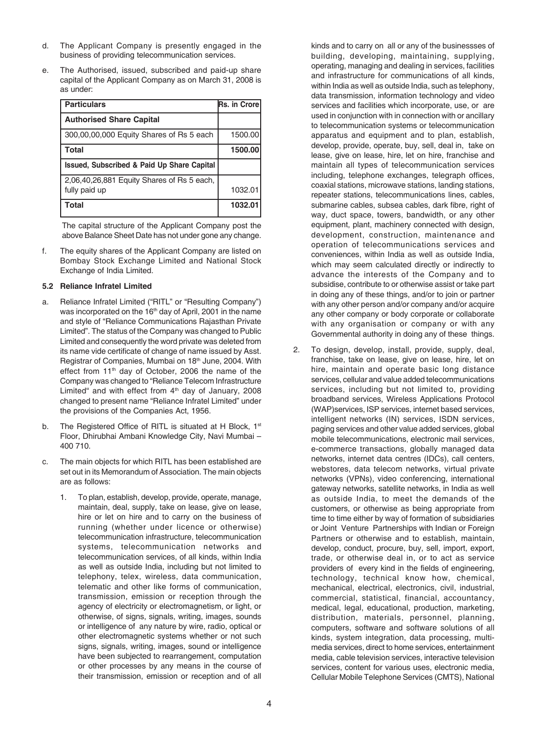d. The Applicant Company is presently engaged in the business of providing telecommunication services.

e. The Authorised, issued, subscribed and paid-up share capital of the Applicant Company as on March 31, 2008 is as under:

| Particulars | Rs. in Crore |
|---|---|
| **Authorised Share Capital** | |
| 300,00,00,000 Equity Shares of Rs 5 each | 1500.00 |
| **Total** | **1500.00** |
| **Issued, Subscribed & Paid Up Share Capital** | |
| 2,06,40,26,881 Equity Shares of Rs 5 each, fully paid up | 1032.01 |
| **Total** | **1032.01** |

The capital structure of the Applicant Company post the above Balance Sheet Date has not under gone any change.

f. The equity shares of the Applicant Company are listed on Bombay Stock Exchange Limited and National Stock Exchange of India Limited.

### 5.2 Reliance Infratel Limited

a. Reliance Infratel Limited ("RITL" or "Resulting Company") was incorporated on the 16th day of April, 2001 in the name and style of "Reliance Communications Rajasthan Private Limited". The status of the Company was changed to Public Limited and consequently the word private was deleted from its name vide certificate of change of name issued by Asst. Registrar of Companies, Mumbai on 18th June, 2004. With effect from 11th day of October, 2006 the name of the Company was changed to "Reliance Telecom Infrastructure Limited" and with effect from 4th day of January, 2008 changed to present name "Reliance Infratel Limited" under the provisions of the Companies Act, 1956.

b. The Registered Office of RITL is situated at H Block, 1st Floor, Dhirubhai Ambani Knowledge City, Navi Mumbai – 400 710.

c. The main objects for which RITL has been established are set out in its Memorandum of Association. The main objects are as follows:

1. To plan, establish, develop, provide, operate, manage, maintain, deal, supply, take on lease, give on lease, hire or let on hire and to carry on the business of running (whether under licence or otherwise) telecommunication infrastructure, telecommunication systems, telecommunication networks and telecommunication services, of all kinds, within India as well as outside India, including but not limited to telephony, telex, wireless, data communication, telematic and other like forms of communication, transmission, emission or reception through the agency of electricity or electromagnetism, or light, or otherwise, of signs, signals, writing, images, sounds or intelligence of any nature by wire, radio, optical or other electromagnetic systems whether or not such signs, signals, writing, images, sound or intelligence have been subjected to rearrangement, computation or other processes by any means in the course of their transmission, emission or reception and of all kinds and to carry on all or any of the businessses of building, developing, maintaining, supplying, operating, managing and dealing in services, facilities and infrastructure for communications of all kinds, within India as well as outside India, such as telephony, data transmission, information technology and video services and facilities which incorporate, use, or are used in conjunction with in connection with or ancillary to telecommunication systems or telecommunication apparatus and equipment and to plan, establish, develop, provide, operate, buy, sell, deal in, take on lease, give on lease, hire, let on hire, franchise and maintain all types of telecommunication services including, telephone exchanges, telegraph offices, coaxial stations, microwave stations, landing stations, repeater stations, telecommunications lines, cables, submarine cables, subsea cables, dark fibre, right of way, duct space, towers, bandwidth, or any other equipment, plant, machinery connected with design, development, construction, maintenance and operation of telecommunications services and conveniences, within India as well as outside India, which may seem calculated directly or indirectly to advance the interests of the Company and to subsidise, contribute to or otherwise assist or take part in doing any of these things, and/or to join or partner with any other person and/or company and/or acquire any other company or body corporate or collaborate with any organisation or company or with any Governmental authority in doing any of these things.

2. To design, develop, install, provide, supply, deal, franchise, take on lease, give on lease, hire, let on hire, maintain and operate basic long distance services, cellular and value added telecommunications services, including but not limited to, providing broadband services, Wireless Applications Protocol (WAP)services, ISP services, internet based services, intelligent networks (IN) services, ISDN services, paging services and other value added services, global mobile telecommunications, electronic mail services, e-commerce transactions, globally managed data networks, internet data centres (IDCs), call centers, webstores, data telecom networks, virtual private networks (VPNs), video conferencing, international gateway networks, satellite networks, in India as well as outside India, to meet the demands of the customers, or otherwise as being appropriate from time to time either by way of formation of subsidiaries or Joint Venture Partnerships with Indian or Foreign Partners or otherwise and to establish, maintain, develop, conduct, procure, buy, sell, import, export, trade, or otherwise deal in, or to act as service providers of every kind in the fields of engineering, technology, technical know how, chemical, mechanical, electrical, electronics, civil, industrial, commercial, statistical, financial, accountancy, medical, legal, educational, production, marketing, distribution, materials, personnel, planning, computers, software and software solutions of all kinds, system integration, data processing, multi-media services, direct to home services, entertainment media, cable television services, interactive television services, content for various uses, electronic media, Cellular Mobile Telephone Services (CMTS), National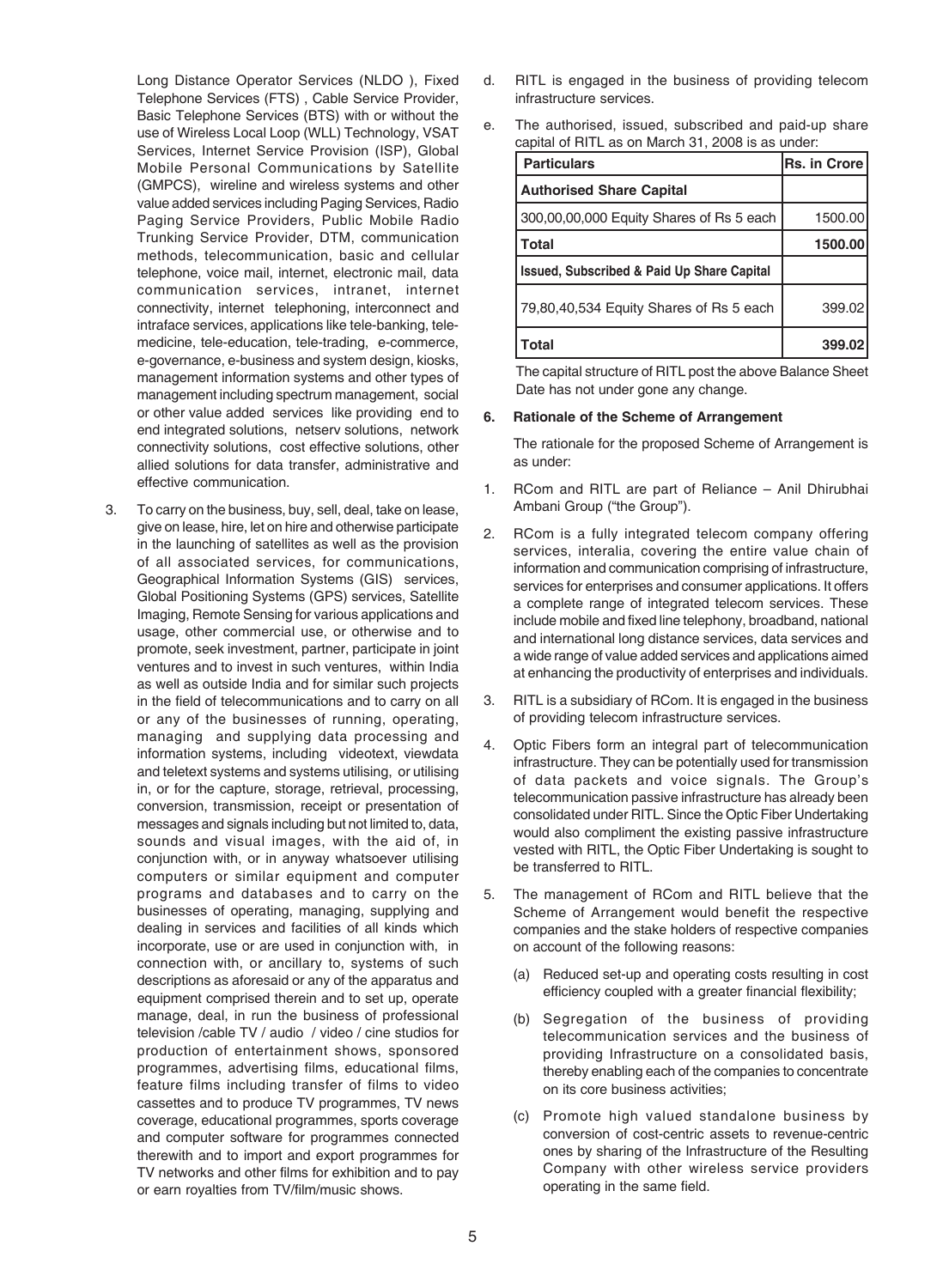Long Distance Operator Services (NLDO ), Fixed Telephone Services (FTS) , Cable Service Provider, Basic Telephone Services (BTS) with or without the use of Wireless Local Loop (WLL) Technology, VSAT Services, Internet Service Provision (ISP), Global Mobile Personal Communications by Satellite (GMPCS), wireline and wireless systems and other value added services including Paging Services, Radio Paging Service Providers, Public Mobile Radio Trunking Service Provider, DTM, communication methods, telecommunication, basic and cellular telephone, voice mail, internet, electronic mail, data communication services, intranet, internet connectivity, internet telephoning, interconnect and intraface services, applications like tele-banking, tele-medicine, tele-education, tele-trading, e-commerce, e-governance, e-business and system design, kiosks, management information systems and other types of management including spectrum management, social or other value added services like providing end to end integrated solutions, netserv solutions, network connectivity solutions, cost effective solutions, other allied solutions for data transfer, administrative and effective communication.

3. To carry on the business, buy, sell, deal, take on lease, give on lease, hire, let on hire and otherwise participate in the launching of satellites as well as the provision of all associated services, for communications, Geographical Information Systems (GIS) services, Global Positioning Systems (GPS) services, Satellite Imaging, Remote Sensing for various applications and usage, other commercial use, or otherwise and to promote, seek investment, partner, participate in joint ventures and to invest in such ventures, within India as well as outside India and for similar such projects in the field of telecommunications and to carry on all or any of the businesses of running, operating, managing and supplying data processing and information systems, including videotext, viewdata and teletext systems and systems utilising, or utilising in, or for the capture, storage, retrieval, processing, conversion, transmission, receipt or presentation of messages and signals including but not limited to, data, sounds and visual images, with the aid of, in conjunction with, or in anyway whatsoever utilising computers or similar equipment and computer programs and databases and to carry on the businesses of operating, managing, supplying and dealing in services and facilities of all kinds which incorporate, use or are used in conjunction with, in connection with, or ancillary to, systems of such descriptions as aforesaid or any of the apparatus and equipment comprised therein and to set up, operate manage, deal, in run the business of professional television /cable TV / audio / video / cine studios for production of entertainment shows, sponsored programmes, advertising films, educational films, feature films including transfer of films to video cassettes and to produce TV programmes, TV news coverage, educational programmes, sports coverage and computer software for programmes connected therewith and to import and export programmes for TV networks and other films for exhibition and to pay or earn royalties from TV/film/music shows.

d. RITL is engaged in the business of providing telecom infrastructure services.

e. The authorised, issued, subscribed and paid-up share capital of RITL as on March 31, 2008 is as under:

| Particulars | Rs. in Crore |
|---|---|
| **Authorised Share Capital** | |
| 300,00,00,000 Equity Shares of Rs 5 each | 1500.00 |
| **Total** | **1500.00** |
| **Issued, Subscribed & Paid Up Share Capital** | |
| 79,80,40,534 Equity Shares of Rs 5 each | 399.02 |
| **Total** | **399.02** |

The capital structure of RITL post the above Balance Sheet Date has not under gone any change.

**6. Rationale of the Scheme of Arrangement**

The rationale for the proposed Scheme of Arrangement is as under:

1. RCom and RITL are part of Reliance – Anil Dhirubhai Ambani Group ("the Group").

2. RCom is a fully integrated telecom company offering services, interalia, covering the entire value chain of information and communication comprising of infrastructure, services for enterprises and consumer applications. It offers a complete range of integrated telecom services. These include mobile and fixed line telephony, broadband, national and international long distance services, data services and a wide range of value added services and applications aimed at enhancing the productivity of enterprises and individuals.

3. RITL is a subsidiary of RCom. It is engaged in the business of providing telecom infrastructure services.

4. Optic Fibers form an integral part of telecommunication infrastructure. They can be potentially used for transmission of data packets and voice signals. The Group's telecommunication passive infrastructure has already been consolidated under RITL. Since the Optic Fiber Undertaking would also compliment the existing passive infrastructure vested with RITL, the Optic Fiber Undertaking is sought to be transferred to RITL.

5. The management of RCom and RITL believe that the Scheme of Arrangement would benefit the respective companies and the stake holders of respective companies on account of the following reasons:

   (a) Reduced set-up and operating costs resulting in cost efficiency coupled with a greater financial flexibility;

   (b) Segregation of the business of providing telecommunication services and the business of providing Infrastructure on a consolidated basis, thereby enabling each of the companies to concentrate on its core business activities;

   (c) Promote high valued standalone business by conversion of cost-centric assets to revenue-centric ones by sharing of the Infrastructure of the Resulting Company with other wireless service providers operating in the same field.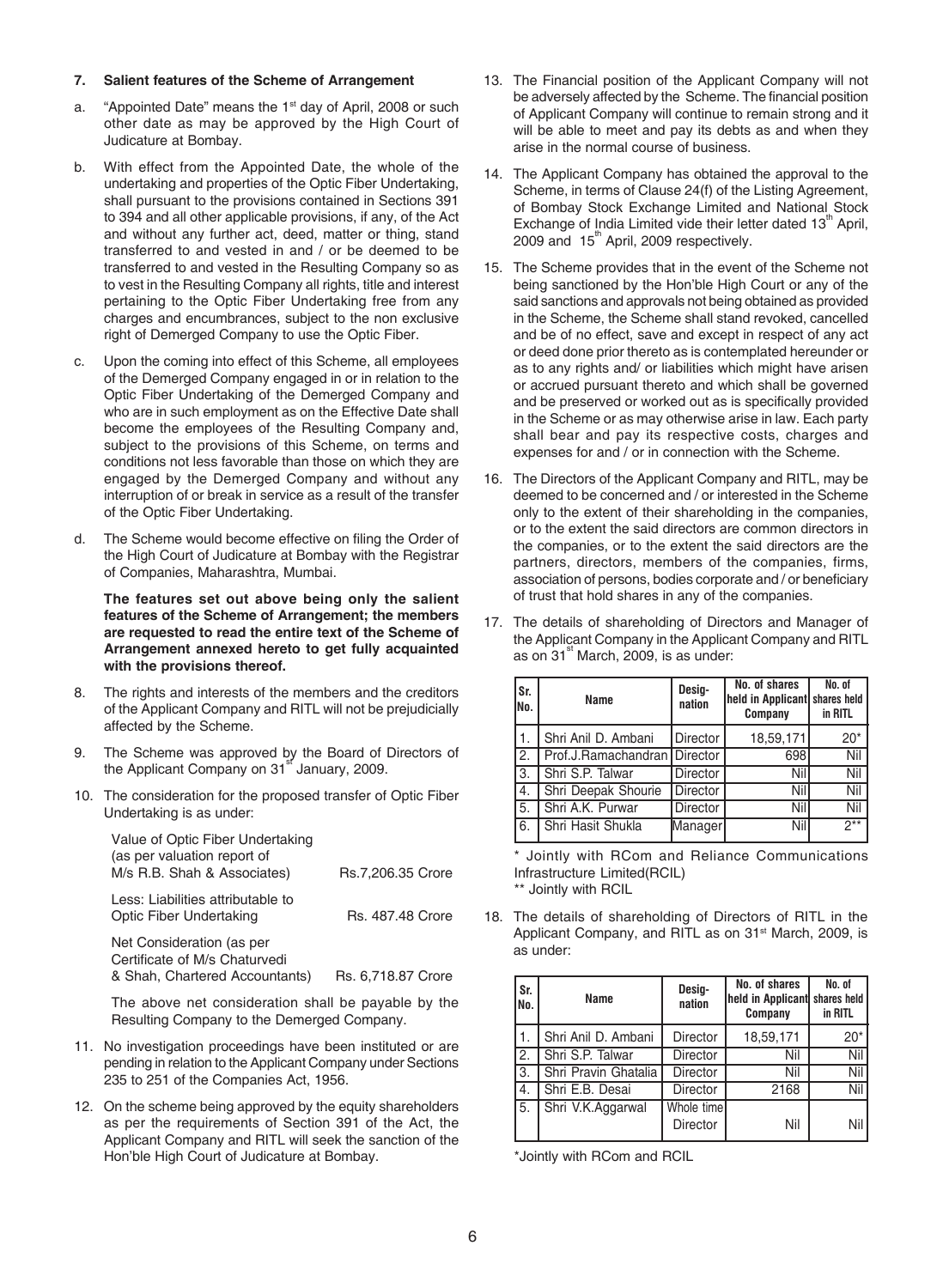### 7. Salient features of the Scheme of Arrangement

a. "Appointed Date" means the 1st day of April, 2008 or such other date as may be approved by the High Court of Judicature at Bombay.

b. With effect from the Appointed Date, the whole of the undertaking and properties of the Optic Fiber Undertaking, shall pursuant to the provisions contained in Sections 391 to 394 and all other applicable provisions, if any, of the Act and without any further act, deed, matter or thing, stand transferred to and vested in and / or be deemed to be transferred to and vested in the Resulting Company so as to vest in the Resulting Company all rights, title and interest pertaining to the Optic Fiber Undertaking free from any charges and encumbrances, subject to the non exclusive right of Demerged Company to use the Optic Fiber.

c. Upon the coming into effect of this Scheme, all employees of the Demerged Company engaged in or in relation to the Optic Fiber Undertaking of the Demerged Company and who are in such employment as on the Effective Date shall become the employees of the Resulting Company and, subject to the provisions of this Scheme, on terms and conditions not less favorable than those on which they are engaged by the Demerged Company and without any interruption of or break in service as a result of the transfer of the Optic Fiber Undertaking.

d. The Scheme would become effective on filing the Order of the High Court of Judicature at Bombay with the Registrar of Companies, Maharashtra, Mumbai.

**The features set out above being only the salient features of the Scheme of Arrangement; the members are requested to read the entire text of the Scheme of Arrangement annexed hereto to get fully acquainted with the provisions thereof.**

8. The rights and interests of the members and the creditors of the Applicant Company and RITL will not be prejudicially affected by the Scheme.

9. The Scheme was approved by the Board of Directors of the Applicant Company on 31st January, 2009.

10. The consideration for the proposed transfer of Optic Fiber Undertaking is as under:

| | |
|---|---|
| Value of Optic Fiber Undertaking (as per valuation report of M/s R.B. Shah & Associates) | Rs.7,206.35 Crore |
| Less: Liabilities attributable to Optic Fiber Undertaking | Rs. 487.48 Crore |
| Net Consideration (as per Certificate of M/s Chaturvedi & Shah, Chartered Accountants) | Rs. 6,718.87 Crore |

The above net consideration shall be payable by the Resulting Company to the Demerged Company.

11. No investigation proceedings have been instituted or are pending in relation to the Applicant Company under Sections 235 to 251 of the Companies Act, 1956.

12. On the scheme being approved by the equity shareholders as per the requirements of Section 391 of the Act, the Applicant Company and RITL will seek the sanction of the Hon'ble High Court of Judicature at Bombay.

13. The Financial position of the Applicant Company will not be adversely affected by the Scheme. The financial position of Applicant Company will continue to remain strong and it will be able to meet and pay its debts as and when they arise in the normal course of business.

14. The Applicant Company has obtained the approval to the Scheme, in terms of Clause 24(f) of the Listing Agreement, of Bombay Stock Exchange Limited and National Stock Exchange of India Limited vide their letter dated 13th April, 2009 and 15th April, 2009 respectively.

15. The Scheme provides that in the event of the Scheme not being sanctioned by the Hon'ble High Court or any of the said sanctions and approvals not being obtained as provided in the Scheme, the Scheme shall stand revoked, cancelled and be of no effect, save and except in respect of any act or deed done prior thereto as is contemplated hereunder or as to any rights and/ or liabilities which might have arisen or accrued pursuant thereto and which shall be governed and be preserved or worked out as is specifically provided in the Scheme or as may otherwise arise in law. Each party shall bear and pay its respective costs, charges and expenses for and / or in connection with the Scheme.

16. The Directors of the Applicant Company and RITL, may be deemed to be concerned and / or interested in the Scheme only to the extent of their shareholding in the companies, or to the extent the said directors are common directors in the companies, or to the extent the said directors are the partners, directors, members of the companies, firms, association of persons, bodies corporate and / or beneficiary of trust that hold shares in any of the companies.

17. The details of shareholding of Directors and Manager of the Applicant Company in the Applicant Company and RITL as on 31st March, 2009, is as under:

| Sr. No. | Name | Designation | No. of shares held in Applicant Company | No. of shares held in RITL |
|---|---|---|---|---|
| 1. | Shri Anil D. Ambani | Director | 18,59,171 | 20* |
| 2. | Prof.J.Ramachandran | Director | 698 | Nil |
| 3. | Shri S.P. Talwar | Director | Nil | Nil |
| 4. | Shri Deepak Shourie | Director | Nil | Nil |
| 5. | Shri A.K. Purwar | Director | Nil | Nil |
| 6. | Shri Hasit Shukla | Manager | Nil | 2** |

\* Jointly with RCom and Reliance Communications Infrastructure Limited(RCIL)

\*\* Jointly with RCIL

18. The details of shareholding of Directors of RITL in the Applicant Company, and RITL as on 31st March, 2009, is as under:

| Sr. No. | Name | Designation | No. of shares held in Applicant Company | No. of shares held in RITL |
|---|---|---|---|---|
| 1. | Shri Anil D. Ambani | Director | 18,59,171 | 20* |
| 2. | Shri S.P. Talwar | Director | Nil | Nil |
| 3. | Shri Pravin Ghatalia | Director | Nil | Nil |
| 4. | Shri E.B. Desai | Director | 2168 | Nil |
| 5. | Shri V.K.Aggarwal | Whole time Director | Nil | Nil |

\*Jointly with RCom and RCIL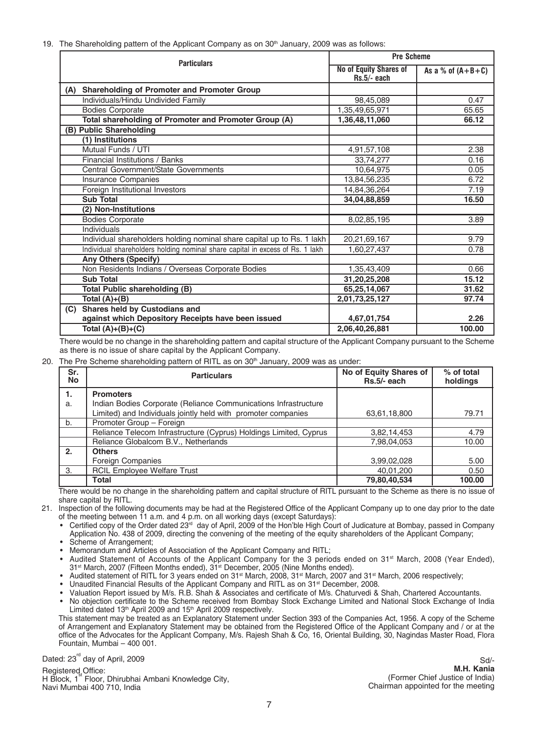19. The Shareholding pattern of the Applicant Company as on 30[th] January, 2009 was as follows:

| Particulars | Pre Scheme | |
|---|---|---|
| | No of Equity Shares of Rs.5/- each | As a % of (A+B+C) |
| **(A) Shareholding of Promoter and Promoter Group** | | |
| Individuals/Hindu Undivided Family | 98,45,089 | 0.47 |
| Bodies Corporate | 1,35,49,65,971 | 65.65 |
| **Total shareholding of Promoter and Promoter Group (A)** | **1,36,48,11,060** | **66.12** |
| **(B) Public Shareholding** | | |
| **(1) Institutions** | | |
| Mutual Funds / UTI | 4,91,57,108 | 2.38 |
| Financial Institutions / Banks | 33,74,277 | 0.16 |
| Central Government/State Governments | 10,64,975 | 0.05 |
| Insurance Companies | 13,84,56,235 | 6.72 |
| Foreign Institutional Investors | 14,84,36,264 | 7.19 |
| **Sub Total** | **34,04,88,859** | **16.50** |
| **(2) Non-Institutions** | | |
| Bodies Corporate | 8,02,85,195 | 3.89 |
| Individuals | | |
| Individual shareholders holding nominal share capital up to Rs. 1 lakh | 20,21,69,167 | 9.79 |
| Individual shareholders holding nominal share capital in excess of Rs. 1 lakh | 1,60,27,437 | 0.78 |
| **Any Others (Specify)** | | |
| Non Residents Indians / Overseas Corporate Bodies | 1,35,43,409 | 0.66 |
| **Sub Total** | **31,20,25,208** | **15.12** |
| **Total Public shareholding (B)** | **65,25,14,067** | **31.62** |
| **Total (A)+(B)** | **2,01,73,25,127** | **97.74** |
| **(C) Shares held by Custodians and against which Depository Receipts have been issued** | **4,67,01,754** | **2.26** |
| **Total (A)+(B)+(C)** | **2,06,40,26,881** | **100.00** |

There would be no change in the shareholding pattern and capital structure of the Applicant Company pursuant to the Scheme as there is no issue of share capital by the Applicant Company.

20. The Pre Scheme shareholding pattern of RITL as on 30[th] January, 2009 was as under:

| Sr. No | Particulars | No of Equity Shares of Rs.5/- each | % of total holdings |
|---|---|---|---|
| **1.** | **Promoters** | | |
| a. | Indian Bodies Corporate (Reliance Communications Infrastructure Limited) and Individuals jointly held with promoter companies | 63,61,18,800 | 79.71 |
| b. | Promoter Group – Foreign | | |
| | Reliance Telecom Infrastructure (Cyprus) Holdings Limited, Cyprus | 3,82,14,453 | 4.79 |
| | Reliance Globalcom B.V., Netherlands | 7,98,04,053 | 10.00 |
| **2.** | **Others** | | |
| | Foreign Companies | 3,99,02,028 | 5.00 |
| 3. | RCIL Employee Welfare Trust | 40,01,200 | 0.50 |
| | **Total** | **79,80,40,534** | **100.00** |

There would be no change in the shareholding pattern and capital structure of RITL pursuant to the Scheme as there is no issue of share capital by RITL.

21. Inspection of the following documents may be had at the Registered Office of the Applicant Company up to one day prior to the date of the meeting between 11 a.m. and 4 p.m. on all working days (except Saturdays):

- Certified copy of the Order dated 23[rd] day of April, 2009 of the Hon'ble High Court of Judicature at Bombay, passed in Company Application No. 438 of 2009, directing the convening of the meeting of the equity shareholders of the Applicant Company;
- Scheme of Arrangement;
- Memorandum and Articles of Association of the Applicant Company and RITL;
- Audited Statement of Accounts of the Applicant Company for the 3 periods ended on 31[st] March, 2008 (Year Ended), 31[st] March, 2007 (Fifteen Months ended), 31[st] December, 2005 (Nine Months ended).
- Audited statement of RITL for 3 years ended on 31[st] March, 2008, 31[st] March, 2007 and 31[st] March, 2006 respectively;
- Unaudited Financial Results of the Applicant Company and RITL as on 31[st] December, 2008.
- Valuation Report issued by M/s. R.B. Shah & Associates and certificate of M/s. Chaturvedi & Shah, Chartered Accountants.
- No objection certificate to the Scheme received from Bombay Stock Exchange Limited and National Stock Exchange of India Limited dated 13[th] April 2009 and 15[th] April 2009 respectively.

This statement may be treated as an Explanatory Statement under Section 393 of the Companies Act, 1956. A copy of the Scheme of Arrangement and Explanatory Statement may be obtained from the Registered Office of the Applicant Company and / or at the office of the Advocates for the Applicant Company, M/s. Rajesh Shah & Co, 16, Oriental Building, 30, Nagindas Master Road, Flora Fountain, Mumbai – 400 001.

Dated: 23[rd] day of April, 2009

Registered Office:
H Block, 1[st] Floor, Dhirubhai Ambani Knowledge City,
Navi Mumbai 400 710, India

Sd/-
**M.H. Kania**
(Former Chief Justice of India)
Chairman appointed for the meeting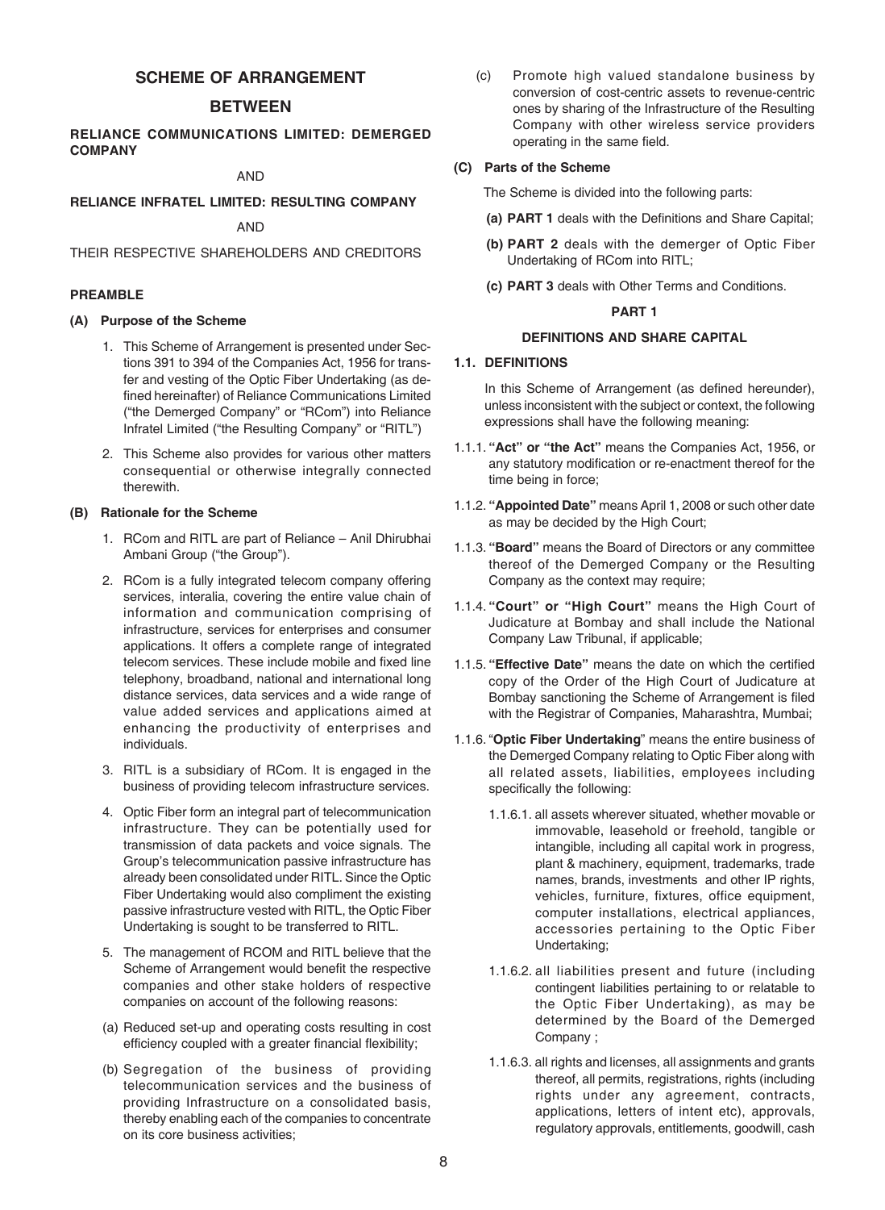## SCHEME OF ARRANGEMENT

## BETWEEN

**RELIANCE COMMUNICATIONS LIMITED: DEMERGED COMPANY**

AND

**RELIANCE INFRATEL LIMITED: RESULTING COMPANY**

AND

THEIR RESPECTIVE SHAREHOLDERS AND CREDITORS

### PREAMBLE

**(A) Purpose of the Scheme**

1. This Scheme of Arrangement is presented under Sections 391 to 394 of the Companies Act, 1956 for transfer and vesting of the Optic Fiber Undertaking (as defined hereinafter) of Reliance Communications Limited ("the Demerged Company" or "RCom") into Reliance Infratel Limited ("the Resulting Company" or "RITL")

2. This Scheme also provides for various other matters consequential or otherwise integrally connected therewith.

**(B) Rationale for the Scheme**

1. RCom and RITL are part of Reliance – Anil Dhirubhai Ambani Group ("the Group").

2. RCom is a fully integrated telecom company offering services, interalia, covering the entire value chain of information and communication comprising of infrastructure, services for enterprises and consumer applications. It offers a complete range of integrated telecom services. These include mobile and fixed line telephony, broadband, national and international long distance services, data services and a wide range of value added services and applications aimed at enhancing the productivity of enterprises and individuals.

3. RITL is a subsidiary of RCom. It is engaged in the business of providing telecom infrastructure services.

4. Optic Fiber form an integral part of telecommunication infrastructure. They can be potentially used for transmission of data packets and voice signals. The Group's telecommunication passive infrastructure has already been consolidated under RITL. Since the Optic Fiber Undertaking would also compliment the existing passive infrastructure vested with RITL, the Optic Fiber Undertaking is sought to be transferred to RITL.

5. The management of RCOM and RITL believe that the Scheme of Arrangement would benefit the respective companies and other stake holders of respective companies on account of the following reasons:

(a) Reduced set-up and operating costs resulting in cost efficiency coupled with a greater financial flexibility;

(b) Segregation of the business of providing telecommunication services and the business of providing Infrastructure on a consolidated basis, thereby enabling each of the companies to concentrate on its core business activities;

(c) Promote high valued standalone business by conversion of cost-centric assets to revenue-centric ones by sharing of the Infrastructure of the Resulting Company with other wireless service providers operating in the same field.

**(C) Parts of the Scheme**

The Scheme is divided into the following parts:

**(a) PART 1** deals with the Definitions and Share Capital;

**(b) PART 2** deals with the demerger of Optic Fiber Undertaking of RCom into RITL;

**(c) PART 3** deals with Other Terms and Conditions.

### PART 1

### DEFINITIONS AND SHARE CAPITAL

**1.1. DEFINITIONS**

In this Scheme of Arrangement (as defined hereunder), unless inconsistent with the subject or context, the following expressions shall have the following meaning:

1.1.1. **"Act" or "the Act"** means the Companies Act, 1956, or any statutory modification or re-enactment thereof for the time being in force;

1.1.2. **"Appointed Date"** means April 1, 2008 or such other date as may be decided by the High Court;

1.1.3. **"Board"** means the Board of Directors or any committee thereof of the Demerged Company or the Resulting Company as the context may require;

1.1.4. **"Court" or "High Court"** means the High Court of Judicature at Bombay and shall include the National Company Law Tribunal, if applicable;

1.1.5. **"Effective Date"** means the date on which the certified copy of the Order of the High Court of Judicature at Bombay sanctioning the Scheme of Arrangement is filed with the Registrar of Companies, Maharashtra, Mumbai;

1.1.6. "**Optic Fiber Undertaking**" means the entire business of the Demerged Company relating to Optic Fiber along with all related assets, liabilities, employees including specifically the following:

1.1.6.1. all assets wherever situated, whether movable or immovable, leasehold or freehold, tangible or intangible, including all capital work in progress, plant & machinery, equipment, trademarks, trade names, brands, investments and other IP rights, vehicles, furniture, fixtures, office equipment, computer installations, electrical appliances, accessories pertaining to the Optic Fiber Undertaking;

1.1.6.2. all liabilities present and future (including contingent liabilities pertaining to or relatable to the Optic Fiber Undertaking), as may be determined by the Board of the Demerged Company ;

1.1.6.3. all rights and licenses, all assignments and grants thereof, all permits, registrations, rights (including rights under any agreement, contracts, applications, letters of intent etc), approvals, regulatory approvals, entitlements, goodwill, cash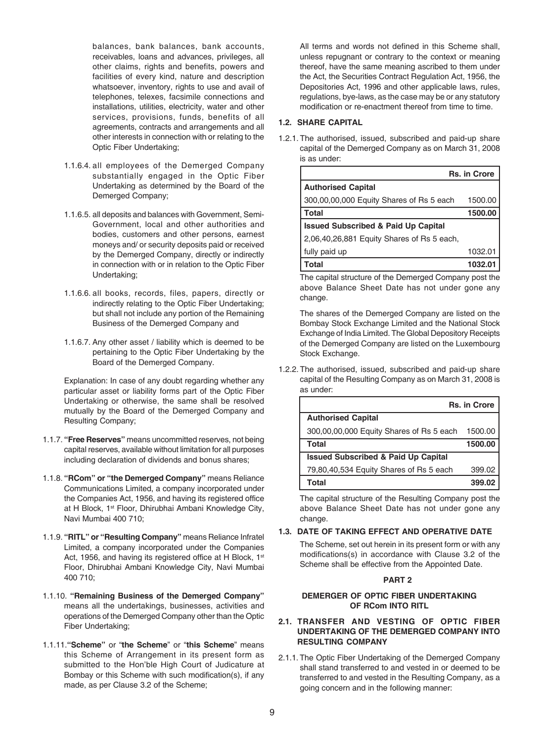balances, bank balances, bank accounts, receivables, loans and advances, privileges, all other claims, rights and benefits, powers and facilities of every kind, nature and description whatsoever, inventory, rights to use and avail of telephones, telexes, facsimile connections and installations, utilities, electricity, water and other services, provisions, funds, benefits of all agreements, contracts and arrangements and all other interests in connection with or relating to the Optic Fiber Undertaking;

1.1.6.4. all employees of the Demerged Company substantially engaged in the Optic Fiber Undertaking as determined by the Board of the Demerged Company;

1.1.6.5. all deposits and balances with Government, Semi-Government, local and other authorities and bodies, customers and other persons, earnest moneys and/ or security deposits paid or received by the Demerged Company, directly or indirectly in connection with or in relation to the Optic Fiber Undertaking;

1.1.6.6. all books, records, files, papers, directly or indirectly relating to the Optic Fiber Undertaking; but shall not include any portion of the Remaining Business of the Demerged Company and

1.1.6.7. Any other asset / liability which is deemed to be pertaining to the Optic Fiber Undertaking by the Board of the Demerged Company.

Explanation: In case of any doubt regarding whether any particular asset or liability forms part of the Optic Fiber Undertaking or otherwise, the same shall be resolved mutually by the Board of the Demerged Company and Resulting Company;

1.1.7. **"Free Reserves"** means uncommitted reserves, not being capital reserves, available without limitation for all purposes including declaration of dividends and bonus shares;

1.1.8. **"RCom" or "the Demerged Company"** means Reliance Communications Limited, a company incorporated under the Companies Act, 1956, and having its registered office at H Block, 1st Floor, Dhirubhai Ambani Knowledge City, Navi Mumbai 400 710;

1.1.9. **"RITL" or "Resulting Company"** means Reliance Infratel Limited, a company incorporated under the Companies Act, 1956, and having its registered office at H Block, 1st Floor, Dhirubhai Ambani Knowledge City, Navi Mumbai 400 710;

1.1.10. **"Remaining Business of the Demerged Company"** means all the undertakings, businesses, activities and operations of the Demerged Company other than the Optic Fiber Undertaking;

1.1.11. **"Scheme"** or "**the Scheme**" or "**this Scheme**" means this Scheme of Arrangement in its present form as submitted to the Hon'ble High Court of Judicature at Bombay or this Scheme with such modification(s), if any made, as per Clause 3.2 of the Scheme;

All terms and words not defined in this Scheme shall, unless repugnant or contrary to the context or meaning thereof, have the same meaning ascribed to them under the Act, the Securities Contract Regulation Act, 1956, the Depositories Act, 1996 and other applicable laws, rules, regulations, bye-laws, as the case may be or any statutory modification or re-enactment thereof from time to time.

### 1.2. SHARE CAPITAL

1.2.1. The authorised, issued, subscribed and paid-up share capital of the Demerged Company as on March 31, 2008 is as under:

| | Rs. in Crore |
|---|---|
| **Authorised Capital** | |
| 300,00,00,000 Equity Shares of Rs 5 each | 1500.00 |
| **Total** | **1500.00** |
| **Issued Subscribed & Paid Up Capital** | |
| 2,06,40,26,881 Equity Shares of Rs 5 each, fully paid up | 1032.01 |
| **Total** | **1032.01** |

The capital structure of the Demerged Company post the above Balance Sheet Date has not under gone any change.

The shares of the Demerged Company are listed on the Bombay Stock Exchange Limited and the National Stock Exchange of India Limited. The Global Depository Receipts of the Demerged Company are listed on the Luxembourg Stock Exchange.

1.2.2. The authorised, issued, subscribed and paid-up share capital of the Resulting Company as on March 31, 2008 is as under:

| | Rs. in Crore |
|---|---|
| **Authorised Capital** | |
| 300,00,00,000 Equity Shares of Rs 5 each | 1500.00 |
| **Total** | **1500.00** |
| **Issued Subscribed & Paid Up Capital** | |
| 79,80,40,534 Equity Shares of Rs 5 each | 399.02 |
| **Total** | **399.02** |

The capital structure of the Resulting Company post the above Balance Sheet Date has not under gone any change.

### 1.3. DATE OF TAKING EFFECT AND OPERATIVE DATE

The Scheme, set out herein in its present form or with any modifications(s) in accordance with Clause 3.2 of the Scheme shall be effective from the Appointed Date.

## PART 2

### DEMERGER OF OPTIC FIBER UNDERTAKING OF RCom INTO RITL

### 2.1. TRANSFER AND VESTING OF OPTIC FIBER UNDERTAKING OF THE DEMERGED COMPANY INTO RESULTING COMPANY

2.1.1. The Optic Fiber Undertaking of the Demerged Company shall stand transferred to and vested in or deemed to be transferred to and vested in the Resulting Company, as a going concern and in the following manner: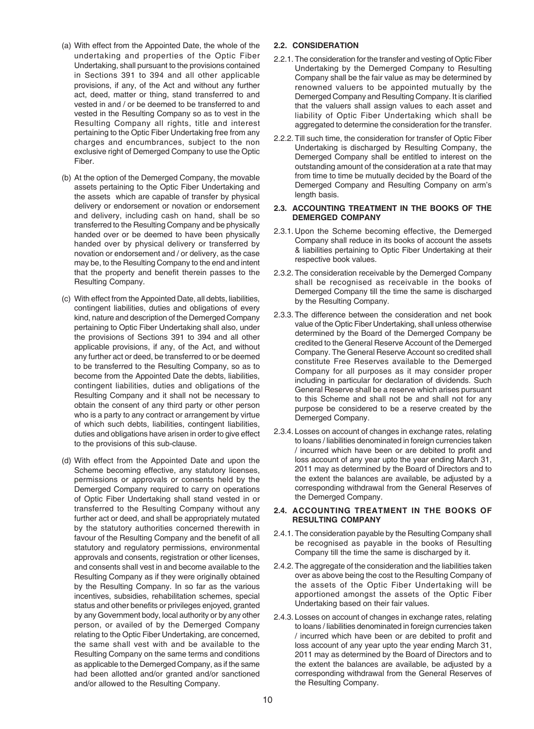(a) With effect from the Appointed Date, the whole of the undertaking and properties of the Optic Fiber Undertaking, shall pursuant to the provisions contained in Sections 391 to 394 and all other applicable provisions, if any, of the Act and without any further act, deed, matter or thing, stand transferred to and vested in and / or be deemed to be transferred to and vested in the Resulting Company so as to vest in the Resulting Company all rights, title and interest pertaining to the Optic Fiber Undertaking free from any charges and encumbrances, subject to the non exclusive right of Demerged Company to use the Optic Fiber.

(b) At the option of the Demerged Company, the movable assets pertaining to the Optic Fiber Undertaking and the assets which are capable of transfer by physical delivery or endorsement or novation or endorsement and delivery, including cash on hand, shall be so transferred to the Resulting Company and be physically handed over or be deemed to have been physically handed over by physical delivery or transferred by novation or endorsement and / or delivery, as the case may be, to the Resulting Company to the end and intent that the property and benefit therein passes to the Resulting Company.

(c) With effect from the Appointed Date, all debts, liabilities, contingent liabilities, duties and obligations of every kind, nature and description of the Demerged Company pertaining to Optic Fiber Undertaking shall also, under the provisions of Sections 391 to 394 and all other applicable provisions, if any, of the Act, and without any further act or deed, be transferred to or be deemed to be transferred to the Resulting Company, so as to become from the Appointed Date the debts, liabilities, contingent liabilities, duties and obligations of the Resulting Company and it shall not be necessary to obtain the consent of any third party or other person who is a party to any contract or arrangement by virtue of which such debts, liabilities, contingent liabilities, duties and obligations have arisen in order to give effect to the provisions of this sub-clause.

(d) With effect from the Appointed Date and upon the Scheme becoming effective, any statutory licenses, permissions or approvals or consents held by the Demerged Company required to carry on operations of Optic Fiber Undertaking shall stand vested in or transferred to the Resulting Company without any further act or deed, and shall be appropriately mutated by the statutory authorities concerned therewith in favour of the Resulting Company and the benefit of all statutory and regulatory permissions, environmental approvals and consents, registration or other licenses, and consents shall vest in and become available to the Resulting Company as if they were originally obtained by the Resulting Company. In so far as the various incentives, subsidies, rehabilitation schemes, special status and other benefits or privileges enjoyed, granted by any Government body, local authority or by any other person, or availed of by the Demerged Company relating to the Optic Fiber Undertaking, are concerned, the same shall vest with and be available to the Resulting Company on the same terms and conditions as applicable to the Demerged Company, as if the same had been allotted and/or granted and/or sanctioned and/or allowed to the Resulting Company.

### 2.2. CONSIDERATION

2.2.1. The consideration for the transfer and vesting of Optic Fiber Undertaking by the Demerged Company to Resulting Company shall be the fair value as may be determined by renowned valuers to be appointed mutually by the Demerged Company and Resulting Company. It is clarified that the valuers shall assign values to each asset and liability of Optic Fiber Undertaking which shall be aggregated to determine the consideration for the transfer.

2.2.2. Till such time, the consideration for transfer of Optic Fiber Undertaking is discharged by Resulting Company, the Demerged Company shall be entitled to interest on the outstanding amount of the consideration at a rate that may from time to time be mutually decided by the Board of the Demerged Company and Resulting Company on arm's length basis.

### 2.3. ACCOUNTING TREATMENT IN THE BOOKS OF THE DEMERGED COMPANY

2.3.1. Upon the Scheme becoming effective, the Demerged Company shall reduce in its books of account the assets & liabilities pertaining to Optic Fiber Undertaking at their respective book values.

2.3.2. The consideration receivable by the Demerged Company shall be recognised as receivable in the books of Demerged Company till the time the same is discharged by the Resulting Company.

2.3.3. The difference between the consideration and net book value of the Optic Fiber Undertaking, shall unless otherwise determined by the Board of the Demerged Company be credited to the General Reserve Account of the Demerged Company. The General Reserve Account so credited shall constitute Free Reserves available to the Demerged Company for all purposes as it may consider proper including in particular for declaration of dividends. Such General Reserve shall be a reserve which arises pursuant to this Scheme and shall not be and shall not for any purpose be considered to be a reserve created by the Demerged Company.

2.3.4. Losses on account of changes in exchange rates, relating to loans / liabilities denominated in foreign currencies taken / incurred which have been or are debited to profit and loss account of any year upto the year ending March 31, 2011 may as determined by the Board of Directors and to the extent the balances are available, be adjusted by a corresponding withdrawal from the General Reserves of the Demerged Company.

### 2.4. ACCOUNTING TREATMENT IN THE BOOKS OF RESULTING COMPANY

2.4.1. The consideration payable by the Resulting Company shall be recognised as payable in the books of Resulting Company till the time the same is discharged by it.

2.4.2. The aggregate of the consideration and the liabilities taken over as above being the cost to the Resulting Company of the assets of the Optic Fiber Undertaking will be apportioned amongst the assets of the Optic Fiber Undertaking based on their fair values.

2.4.3. Losses on account of changes in exchange rates, relating to loans / liabilities denominated in foreign currencies taken / incurred which have been or are debited to profit and loss account of any year upto the year ending March 31, 2011 may as determined by the Board of Directors and to the extent the balances are available, be adjusted by a corresponding withdrawal from the General Reserves of the Resulting Company.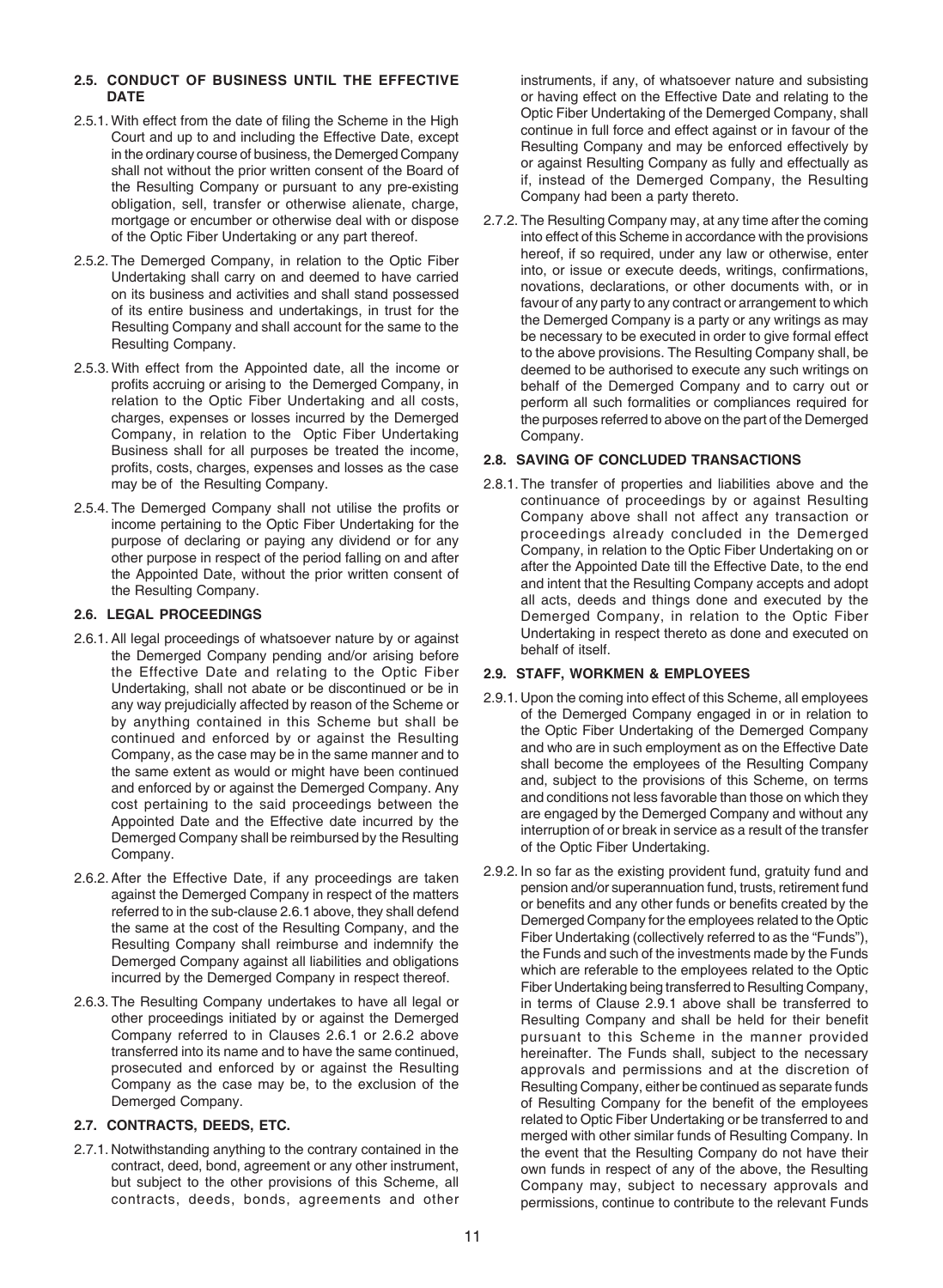### 2.5. CONDUCT OF BUSINESS UNTIL THE EFFECTIVE DATE

2.5.1. With effect from the date of filing the Scheme in the High Court and up to and including the Effective Date, except in the ordinary course of business, the Demerged Company shall not without the prior written consent of the Board of the Resulting Company or pursuant to any pre-existing obligation, sell, transfer or otherwise alienate, charge, mortgage or encumber or otherwise deal with or dispose of the Optic Fiber Undertaking or any part thereof.

2.5.2. The Demerged Company, in relation to the Optic Fiber Undertaking shall carry on and deemed to have carried on its business and activities and shall stand possessed of its entire business and undertakings, in trust for the Resulting Company and shall account for the same to the Resulting Company.

2.5.3. With effect from the Appointed date, all the income or profits accruing or arising to the Demerged Company, in relation to the Optic Fiber Undertaking and all costs, charges, expenses or losses incurred by the Demerged Company, in relation to the Optic Fiber Undertaking Business shall for all purposes be treated the income, profits, costs, charges, expenses and losses as the case may be of the Resulting Company.

2.5.4. The Demerged Company shall not utilise the profits or income pertaining to the Optic Fiber Undertaking for the purpose of declaring or paying any dividend or for any other purpose in respect of the period falling on and after the Appointed Date, without the prior written consent of the Resulting Company.

### 2.6. LEGAL PROCEEDINGS

2.6.1. All legal proceedings of whatsoever nature by or against the Demerged Company pending and/or arising before the Effective Date and relating to the Optic Fiber Undertaking, shall not abate or be discontinued or be in any way prejudicially affected by reason of the Scheme or by anything contained in this Scheme but shall be continued and enforced by or against the Resulting Company, as the case may be in the same manner and to the same extent as would or might have been continued and enforced by or against the Demerged Company. Any cost pertaining to the said proceedings between the Appointed Date and the Effective date incurred by the Demerged Company shall be reimbursed by the Resulting Company.

2.6.2. After the Effective Date, if any proceedings are taken against the Demerged Company in respect of the matters referred to in the sub-clause 2.6.1 above, they shall defend the same at the cost of the Resulting Company, and the Resulting Company shall reimburse and indemnify the Demerged Company against all liabilities and obligations incurred by the Demerged Company in respect thereof.

2.6.3. The Resulting Company undertakes to have all legal or other proceedings initiated by or against the Demerged Company referred to in Clauses 2.6.1 or 2.6.2 above transferred into its name and to have the same continued, prosecuted and enforced by or against the Resulting Company as the case may be, to the exclusion of the Demerged Company.

### 2.7. CONTRACTS, DEEDS, ETC.

2.7.1. Notwithstanding anything to the contrary contained in the contract, deed, bond, agreement or any other instrument, but subject to the other provisions of this Scheme, all contracts, deeds, bonds, agreements and other instruments, if any, of whatsoever nature and subsisting or having effect on the Effective Date and relating to the Optic Fiber Undertaking of the Demerged Company, shall continue in full force and effect against or in favour of the Resulting Company and may be enforced effectively by or against Resulting Company as fully and effectually as if, instead of the Demerged Company, the Resulting Company had been a party thereto.

2.7.2. The Resulting Company may, at any time after the coming into effect of this Scheme in accordance with the provisions hereof, if so required, under any law or otherwise, enter into, or issue or execute deeds, writings, confirmations, novations, declarations, or other documents with, or in favour of any party to any contract or arrangement to which the Demerged Company is a party or any writings as may be necessary to be executed in order to give formal effect to the above provisions. The Resulting Company shall, be deemed to be authorised to execute any such writings on behalf of the Demerged Company and to carry out or perform all such formalities or compliances required for the purposes referred to above on the part of the Demerged Company.

### 2.8. SAVING OF CONCLUDED TRANSACTIONS

2.8.1. The transfer of properties and liabilities above and the continuance of proceedings by or against Resulting Company above shall not affect any transaction or proceedings already concluded in the Demerged Company, in relation to the Optic Fiber Undertaking on or after the Appointed Date till the Effective Date, to the end and intent that the Resulting Company accepts and adopt all acts, deeds and things done and executed by the Demerged Company, in relation to the Optic Fiber Undertaking in respect thereto as done and executed on behalf of itself.

### 2.9. STAFF, WORKMEN & EMPLOYEES

2.9.1. Upon the coming into effect of this Scheme, all employees of the Demerged Company engaged in or in relation to the Optic Fiber Undertaking of the Demerged Company and who are in such employment as on the Effective Date shall become the employees of the Resulting Company and, subject to the provisions of this Scheme, on terms and conditions not less favorable than those on which they are engaged by the Demerged Company and without any interruption of or break in service as a result of the transfer of the Optic Fiber Undertaking.

2.9.2. In so far as the existing provident fund, gratuity fund and pension and/or superannuation fund, trusts, retirement fund or benefits and any other funds or benefits created by the Demerged Company for the employees related to the Optic Fiber Undertaking (collectively referred to as the "Funds"), the Funds and such of the investments made by the Funds which are referable to the employees related to the Optic Fiber Undertaking being transferred to Resulting Company, in terms of Clause 2.9.1 above shall be transferred to Resulting Company and shall be held for their benefit pursuant to this Scheme in the manner provided hereinafter. The Funds shall, subject to the necessary approvals and permissions and at the discretion of Resulting Company, either be continued as separate funds of Resulting Company for the benefit of the employees related to Optic Fiber Undertaking or be transferred to and merged with other similar funds of Resulting Company. In the event that the Resulting Company do not have their own funds in respect of any of the above, the Resulting Company may, subject to necessary approvals and permissions, continue to contribute to the relevant Funds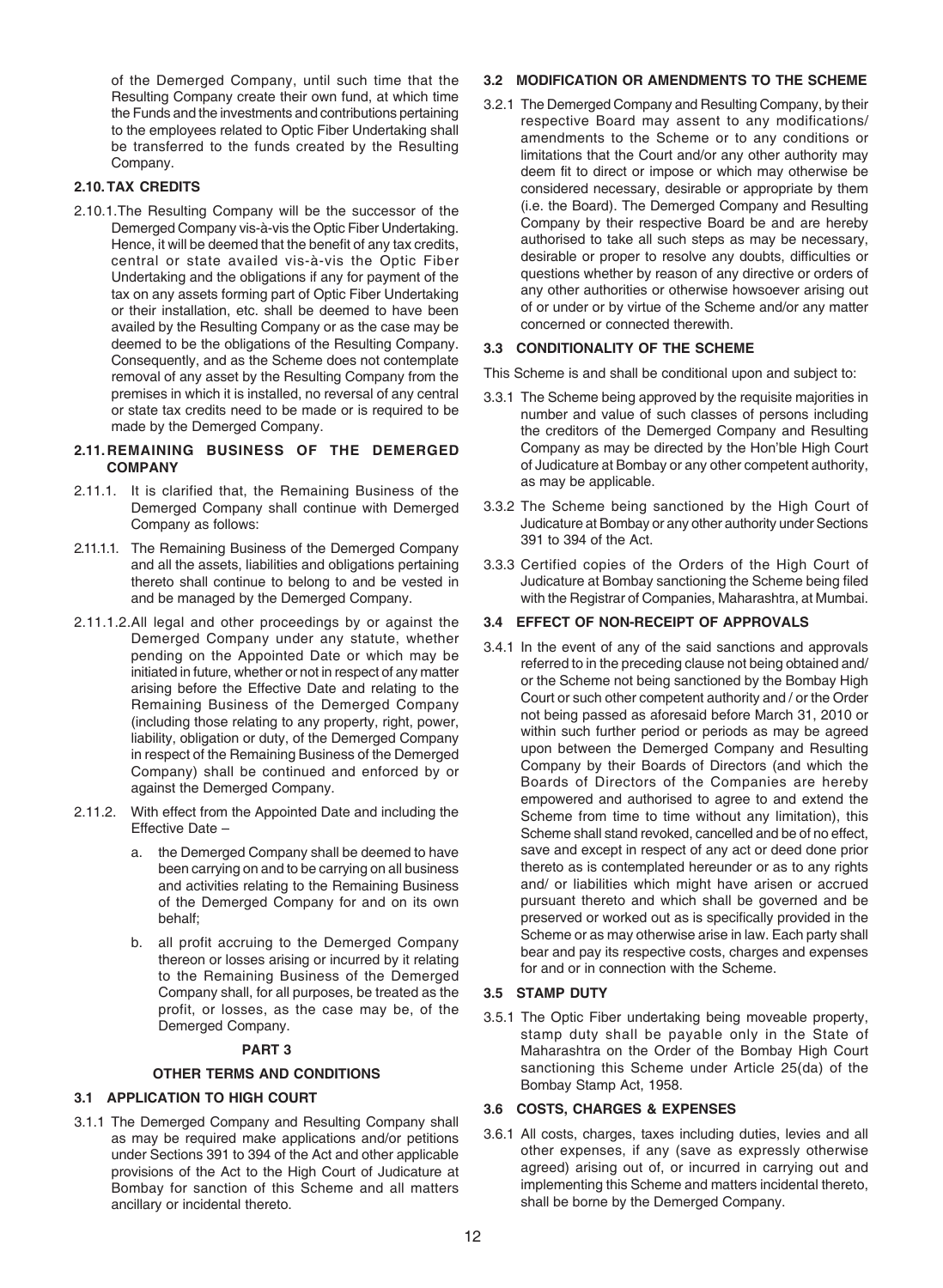of the Demerged Company, until such time that the Resulting Company create their own fund, at which time the Funds and the investments and contributions pertaining to the employees related to Optic Fiber Undertaking shall be transferred to the funds created by the Resulting Company.

### 2.10. TAX CREDITS

2.10.1. The Resulting Company will be the successor of the Demerged Company vis-à-vis the Optic Fiber Undertaking. Hence, it will be deemed that the benefit of any tax credits, central or state availed vis-à-vis the Optic Fiber Undertaking and the obligations if any for payment of the tax on any assets forming part of Optic Fiber Undertaking or their installation, etc. shall be deemed to have been availed by the Resulting Company or as the case may be deemed to be the obligations of the Resulting Company. Consequently, and as the Scheme does not contemplate removal of any asset by the Resulting Company from the premises in which it is installed, no reversal of any central or state tax credits need to be made or is required to be made by the Demerged Company.

### 2.11. REMAINING BUSINESS OF THE DEMERGED COMPANY

2.11.1. It is clarified that, the Remaining Business of the Demerged Company shall continue with Demerged Company as follows:

2.11.1.1. The Remaining Business of the Demerged Company and all the assets, liabilities and obligations pertaining thereto shall continue to belong to and be vested in and be managed by the Demerged Company.

2.11.1.2. All legal and other proceedings by or against the Demerged Company under any statute, whether pending on the Appointed Date or which may be initiated in future, whether or not in respect of any matter arising before the Effective Date and relating to the Remaining Business of the Demerged Company (including those relating to any property, right, power, liability, obligation or duty, of the Demerged Company in respect of the Remaining Business of the Demerged Company) shall be continued and enforced by or against the Demerged Company.

2.11.2. With effect from the Appointed Date and including the Effective Date –

a. the Demerged Company shall be deemed to have been carrying on and to be carrying on all business and activities relating to the Remaining Business of the Demerged Company for and on its own behalf;

b. all profit accruing to the Demerged Company thereon or losses arising or incurred by it relating to the Remaining Business of the Demerged Company shall, for all purposes, be treated as the profit, or losses, as the case may be, of the Demerged Company.

## PART 3

## OTHER TERMS AND CONDITIONS

### 3.1 APPLICATION TO HIGH COURT

3.1.1 The Demerged Company and Resulting Company shall as may be required make applications and/or petitions under Sections 391 to 394 of the Act and other applicable provisions of the Act to the High Court of Judicature at Bombay for sanction of this Scheme and all matters ancillary or incidental thereto.

### 3.2 MODIFICATION OR AMENDMENTS TO THE SCHEME

3.2.1 The Demerged Company and Resulting Company, by their respective Board may assent to any modifications/ amendments to the Scheme or to any conditions or limitations that the Court and/or any other authority may deem fit to direct or impose or which may otherwise be considered necessary, desirable or appropriate by them (i.e. the Board). The Demerged Company and Resulting Company by their respective Board be and are hereby authorised to take all such steps as may be necessary, desirable or proper to resolve any doubts, difficulties or questions whether by reason of any directive or orders of any other authorities or otherwise howsoever arising out of or under or by virtue of the Scheme and/or any matter concerned or connected therewith.

### 3.3 CONDITIONALITY OF THE SCHEME

This Scheme is and shall be conditional upon and subject to:

3.3.1 The Scheme being approved by the requisite majorities in number and value of such classes of persons including the creditors of the Demerged Company and Resulting Company as may be directed by the Hon'ble High Court of Judicature at Bombay or any other competent authority, as may be applicable.

3.3.2 The Scheme being sanctioned by the High Court of Judicature at Bombay or any other authority under Sections 391 to 394 of the Act.

3.3.3 Certified copies of the Orders of the High Court of Judicature at Bombay sanctioning the Scheme being filed with the Registrar of Companies, Maharashtra, at Mumbai.

### 3.4 EFFECT OF NON-RECEIPT OF APPROVALS

3.4.1 In the event of any of the said sanctions and approvals referred to in the preceding clause not being obtained and/ or the Scheme not being sanctioned by the Bombay High Court or such other competent authority and / or the Order not being passed as aforesaid before March 31, 2010 or within such further period or periods as may be agreed upon between the Demerged Company and Resulting Company by their Boards of Directors (and which the Boards of Directors of the Companies are hereby empowered and authorised to agree to and extend the Scheme from time to time without any limitation), this Scheme shall stand revoked, cancelled and be of no effect, save and except in respect of any act or deed done prior thereto as is contemplated hereunder or as to any rights and/ or liabilities which might have arisen or accrued pursuant thereto and which shall be governed and be preserved or worked out as is specifically provided in the Scheme or as may otherwise arise in law. Each party shall bear and pay its respective costs, charges and expenses for and or in connection with the Scheme.

### 3.5 STAMP DUTY

3.5.1 The Optic Fiber undertaking being moveable property, stamp duty shall be payable only in the State of Maharashtra on the Order of the Bombay High Court sanctioning this Scheme under Article 25(da) of the Bombay Stamp Act, 1958.

### 3.6 COSTS, CHARGES & EXPENSES

3.6.1 All costs, charges, taxes including duties, levies and all other expenses, if any (save as expressly otherwise agreed) arising out of, or incurred in carrying out and implementing this Scheme and matters incidental thereto, shall be borne by the Demerged Company.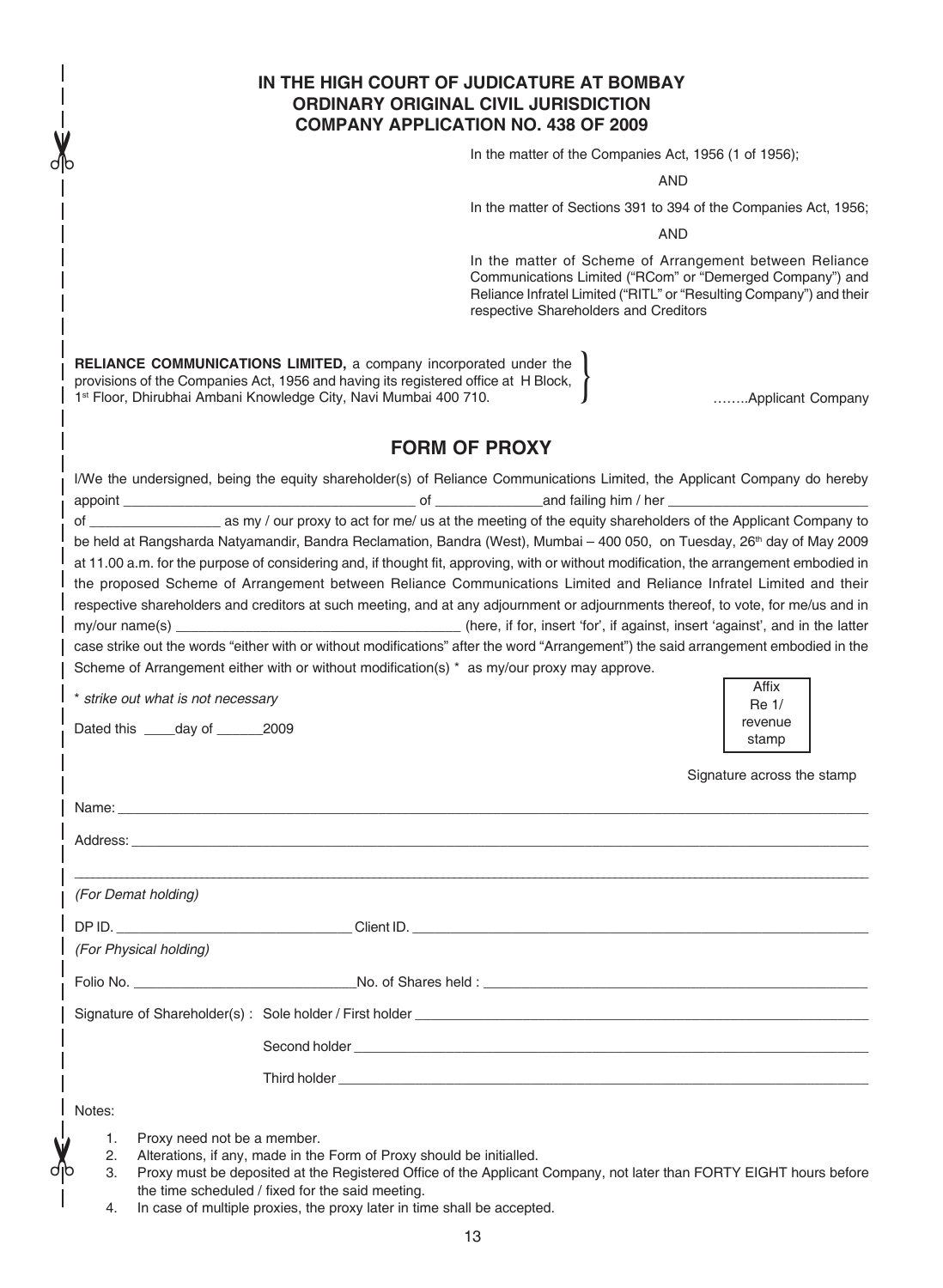**IN THE HIGH COURT OF JUDICATURE AT BOMBAY**
**ORDINARY ORIGINAL CIVIL JURISDICTION**
**COMPANY APPLICATION NO. 438 OF 2009**

In the matter of the Companies Act, 1956 (1 of 1956);

AND

In the matter of Sections 391 to 394 of the Companies Act, 1956;

AND

In the matter of Scheme of Arrangement between Reliance Communications Limited ("RCom" or "Demerged Company") and Reliance Infratel Limited ("RITL" or "Resulting Company") and their respective Shareholders and Creditors

**RELIANCE COMMUNICATIONS LIMITED,** a company incorporated under the provisions of the Companies Act, 1956 and having its registered office at H Block, 1st Floor, Dhirubhai Ambani Knowledge City, Navi Mumbai 400 710. ……..Applicant Company

## FORM OF PROXY

I/We the undersigned, being the equity shareholder(s) of Reliance Communications Limited, the Applicant Company do hereby appoint ____________________ of ____________and failing him / her ____________________ of ______________ as my / our proxy to act for me/ us at the meeting of the equity shareholders of the Applicant Company to be held at Rangsharda Natyamandir, Bandra Reclamation, Bandra (West), Mumbai – 400 050, on Tuesday, 26th day of May 2009 at 11.00 a.m. for the purpose of considering and, if thought fit, approving, with or without modification, the arrangement embodied in the proposed Scheme of Arrangement between Reliance Communications Limited and Reliance Infratel Limited and their respective shareholders and creditors at such meeting, and at any adjournment or adjournments thereof, to vote, for me/us and in my/our name(s) ____________________ (here, if for, insert 'for', if against, insert 'against', and in the latter case strike out the words "either with or without modifications" after the word "Arrangement") the said arrangement embodied in the Scheme of Arrangement either with or without modification(s) * as my/our proxy may approve.

\* *strike out what is not necessary*

Dated this ____day of ______2009

Affix Re 1/ revenue stamp

Signature across the stamp

Name: ____________________

Address: ____________________

*(For Demat holding)*

DP ID. ____________________ Client ID. ____________________

*(For Physical holding)*

Folio No. ____________________ No. of Shares held : ____________________

Signature of Shareholder(s) : Sole holder / First holder ____________________

Second holder ____________________

Third holder ____________________

Notes:

1. Proxy need not be a member.
2. Alterations, if any, made in the Form of Proxy should be initialled.
3. Proxy must be deposited at the Registered Office of the Applicant Company, not later than FORTY EIGHT hours before the time scheduled / fixed for the said meeting.
4. In case of multiple proxies, the proxy later in time shall be accepted.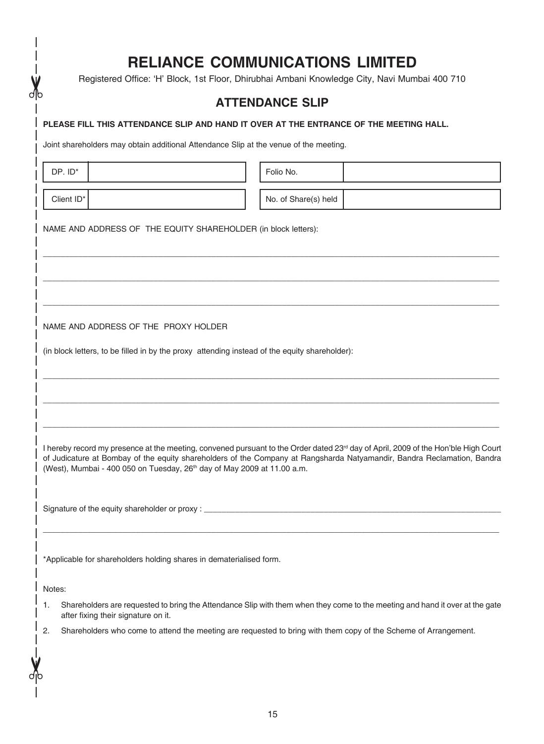# RELIANCE COMMUNICATIONS LIMITED

Registered Office: 'H' Block, 1st Floor, Dhirubhai Ambani Knowledge City, Navi Mumbai 400 710

## ATTENDANCE SLIP

**PLEASE FILL THIS ATTENDANCE SLIP AND HAND IT OVER AT THE ENTRANCE OF THE MEETING HALL.**

Joint shareholders may obtain additional Attendance Slip at the venue of the meeting.

| DP. ID* | | Folio No. | |
|---|---|---|---|
| Client ID* | | No. of Share(s) held | |

NAME AND ADDRESS OF THE EQUITY SHAREHOLDER (in block letters):

\_\_\_\_\_\_\_\_\_\_\_\_\_\_\_\_\_\_\_\_\_\_\_\_\_\_\_\_\_\_\_\_\_\_\_\_\_\_\_\_

\_\_\_\_\_\_\_\_\_\_\_\_\_\_\_\_\_\_\_\_\_\_\_\_\_\_\_\_\_\_\_\_\_\_\_\_\_\_\_\_

\_\_\_\_\_\_\_\_\_\_\_\_\_\_\_\_\_\_\_\_\_\_\_\_\_\_\_\_\_\_\_\_\_\_\_\_\_\_\_\_

NAME AND ADDRESS OF THE PROXY HOLDER

(in block letters, to be filled in by the proxy attending instead of the equity shareholder):

\_\_\_\_\_\_\_\_\_\_\_\_\_\_\_\_\_\_\_\_\_\_\_\_\_\_\_\_\_\_\_\_\_\_\_\_\_\_\_\_

\_\_\_\_\_\_\_\_\_\_\_\_\_\_\_\_\_\_\_\_\_\_\_\_\_\_\_\_\_\_\_\_\_\_\_\_\_\_\_\_

\_\_\_\_\_\_\_\_\_\_\_\_\_\_\_\_\_\_\_\_\_\_\_\_\_\_\_\_\_\_\_\_\_\_\_\_\_\_\_\_

I hereby record my presence at the meeting, convened pursuant to the Order dated 23rd day of April, 2009 of the Hon'ble High Court of Judicature at Bombay of the equity shareholders of the Company at Rangsharda Natyamandir, Bandra Reclamation, Bandra (West), Mumbai - 400 050 on Tuesday, 26th day of May 2009 at 11.00 a.m.

Signature of the equity shareholder or proxy : \_\_\_\_\_\_\_\_\_\_\_\_\_\_\_\_\_\_\_\_\_\_\_\_\_\_\_\_\_\_\_\_

\*Applicable for shareholders holding shares in dematerialised form.

Notes:

1. Shareholders are requested to bring the Attendance Slip with them when they come to the meeting and hand it over at the gate after fixing their signature on it.
2. Shareholders who come to attend the meeting are requested to bring with them copy of the Scheme of Arrangement.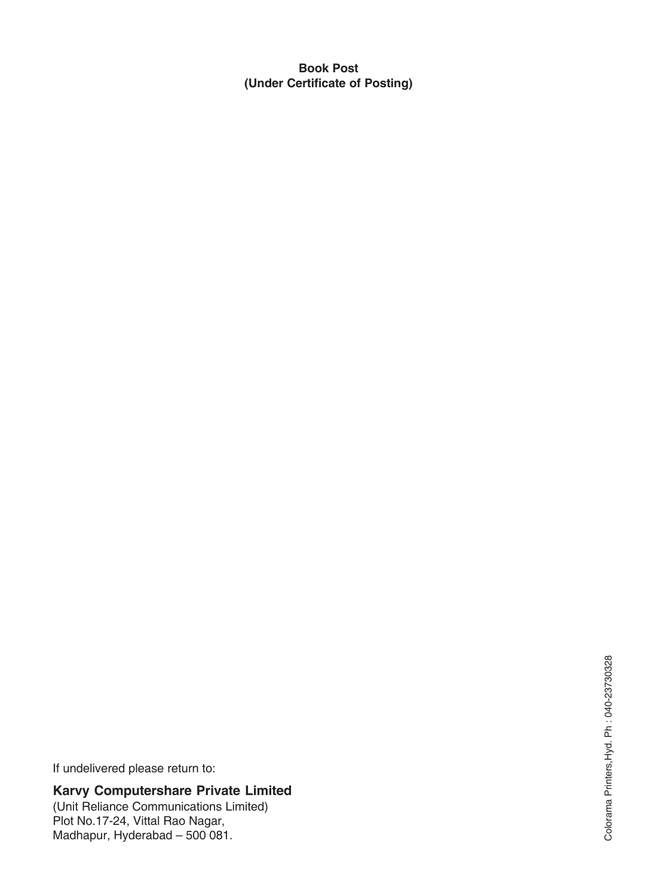**Book Post**
**(Under Certificate of Posting)**

If undelivered please return to:

**Karvy Computershare Private Limited**
(Unit Reliance Communications Limited)
Plot No.17-24, Vittal Rao Nagar,
Madhapur, Hyderabad – 500 081.

Colorama Printers,Hyd. Ph : 040-23730328